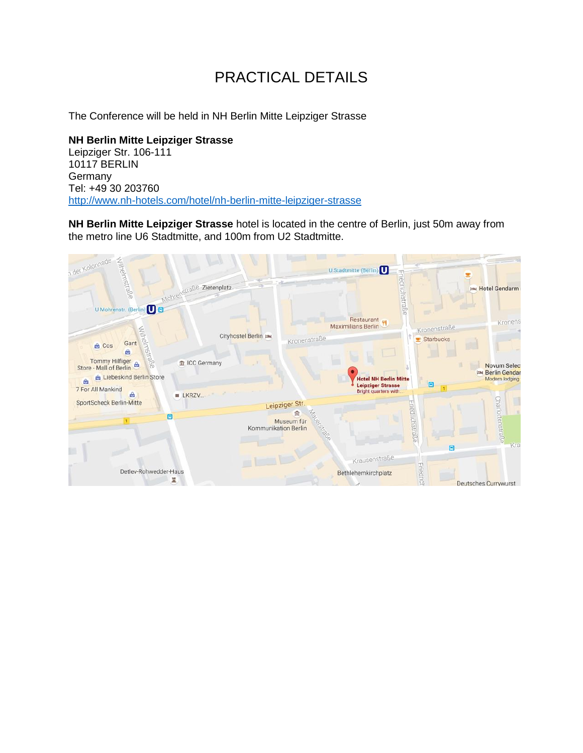# PRACTICAL DETAILS

The Conference will be held in NH Berlin Mitte Leipziger Strasse

**NH Berlin Mitte Leipziger Strasse**
Leipziger Str. 106-111
10117 BERLIN
Germany
Tel: +49 30 203760
http://www.nh-hotels.com/hotel/nh-berlin-mitte-leipziger-strasse

**NH Berlin Mitte Leipziger Strasse** hotel is located in the centre of Berlin, just 50m away from the metro line U6 Stadtmitte, and 100m from U2 Stadtmitte.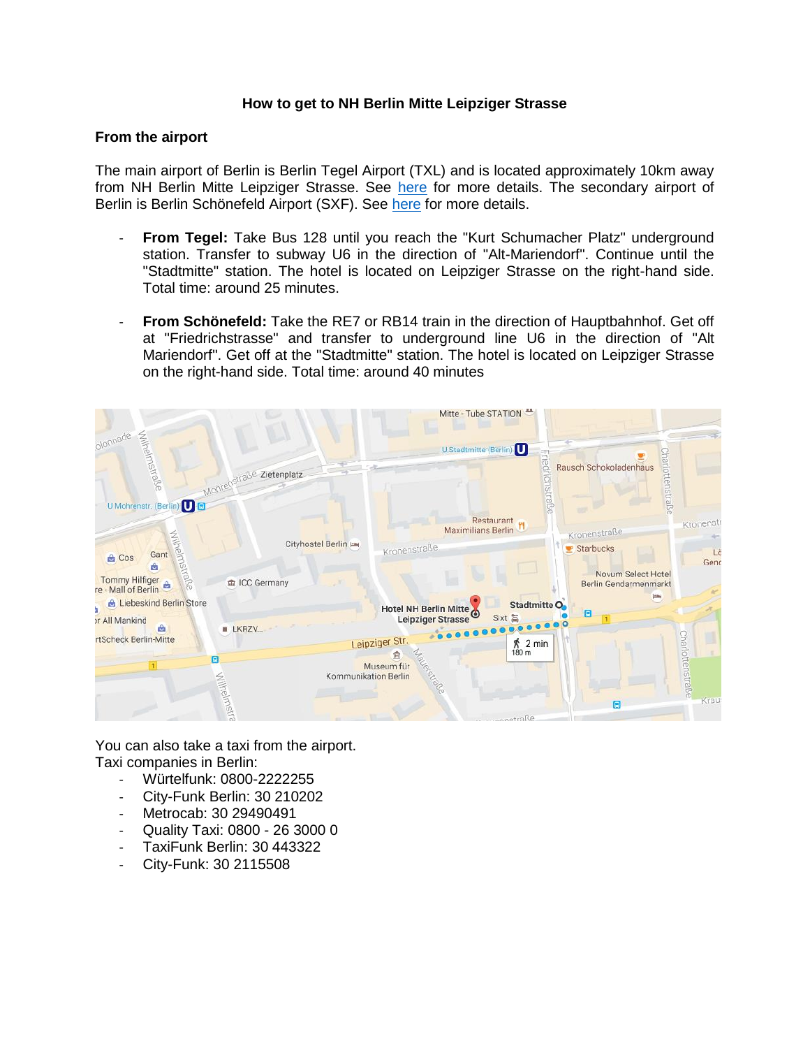# How to get to NH Berlin Mitte Leipziger Strasse

## From the airport

The main airport of Berlin is Berlin Tegel Airport (TXL) and is located approximately 10km away from NH Berlin Mitte Leipziger Strasse. See here for more details. The secondary airport of Berlin is Berlin Schönefeld Airport (SXF). See here for more details.

- **From Tegel:** Take Bus 128 until you reach the "Kurt Schumacher Platz" underground station. Transfer to subway U6 in the direction of "Alt-Mariendorf". Continue until the "Stadtmitte" station. The hotel is located on Leipziger Strasse on the right-hand side. Total time: around 25 minutes.

- **From Schönefeld:** Take the RE7 or RB14 train in the direction of Hauptbahnhof. Get off at "Friedrichstrasse" and transfer to underground line U6 in the direction of "Alt Mariendorf". Get off at the "Stadtmitte" station. The hotel is located on Leipziger Strasse on the right-hand side. Total time: around 40 minutes

You can also take a taxi from the airport.
Taxi companies in Berlin:

- Würtelfunk: 0800-2222255
- City-Funk Berlin: 30 210202
- Metrocab: 30 29490491
- Quality Taxi: 0800 - 26 3000 0
- TaxiFunk Berlin: 30 443322
- City-Funk: 30 2115508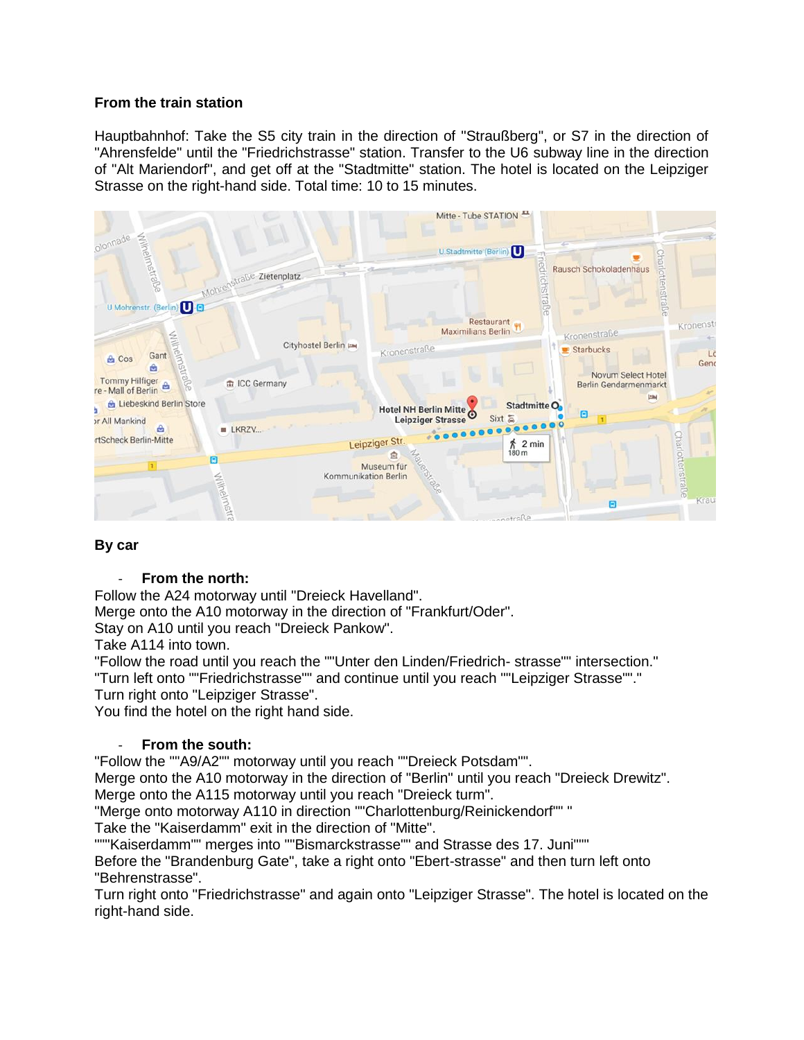**From the train station**

Hauptbahnhof: Take the S5 city train in the direction of "Straußberg", or S7 in the direction of "Ahrensfelde" until the "Friedrichstrasse" station. Transfer to the U6 subway line in the direction of "Alt Mariendorf", and get off at the "Stadtmitte" station. The hotel is located on the Leipziger Strasse on the right-hand side. Total time: 10 to 15 minutes.

**By car**

- **From the north:**

Follow the A24 motorway until "Dreieck Havelland".
Merge onto the A10 motorway in the direction of "Frankfurt/Oder".
Stay on A10 until you reach "Dreieck Pankow".
Take A114 into town.
"Follow the road until you reach the ""Unter den Linden/Friedrich- strasse"" intersection."
"Turn left onto ""Friedrichstrasse"" and continue until you reach ""Leipziger Strasse""."
Turn right onto "Leipziger Strasse".
You find the hotel on the right hand side.

- **From the south:**

"Follow the ""A9/A2"" motorway until you reach ""Dreieck Potsdam"".
Merge onto the A10 motorway in the direction of "Berlin" until you reach "Dreieck Drewitz".
Merge onto the A115 motorway until you reach "Dreieck turm".
"Merge onto motorway A110 in direction ""Charlottenburg/Reinickendorf"" "
Take the "Kaiserdamm" exit in the direction of "Mitte".
"""Kaiserdamm"" merges into ""Bismarckstrasse"" and Strasse des 17. Juni"""
Before the "Brandenburg Gate", take a right onto "Ebert-strasse" and then turn left onto "Behrenstrasse".
Turn right onto "Friedrichstrasse" and again onto "Leipziger Strasse". The hotel is located on the right-hand side.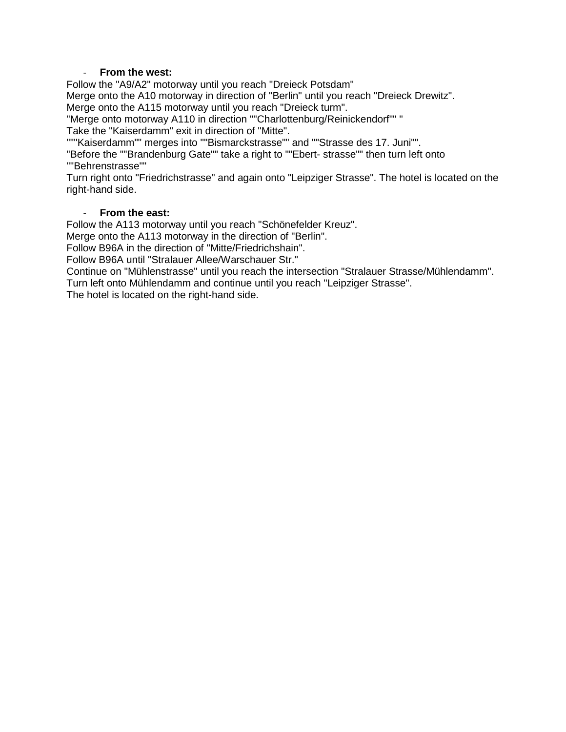- **From the west:**

Follow the "A9/A2" motorway until you reach "Dreieck Potsdam"
Merge onto the A10 motorway in direction of "Berlin" until you reach "Dreieck Drewitz".
Merge onto the A115 motorway until you reach "Dreieck turm".
"Merge onto motorway A110 in direction ""Charlottenburg/Reinickendorf"" "
Take the "Kaiserdamm" exit in direction of "Mitte".
"""Kaiserdamm"" merges into ""Bismarckstrasse"" and ""Strasse des 17. Juni"".
"Before the ""Brandenburg Gate"" take a right to ""Ebert- strasse"" then turn left onto ""Behrenstrasse""
Turn right onto "Friedrichstrasse" and again onto "Leipziger Strasse". The hotel is located on the right-hand side.

- **From the east:**

Follow the A113 motorway until you reach "Schönefelder Kreuz".
Merge onto the A113 motorway in the direction of "Berlin".
Follow B96A in the direction of "Mitte/Friedrichshain".
Follow B96A until "Stralauer Allee/Warschauer Str."
Continue on "Mühlenstrasse" until you reach the intersection "Stralauer Strasse/Mühlendamm".
Turn left onto Mühlendamm and continue until you reach "Leipziger Strasse".
The hotel is located on the right-hand side.